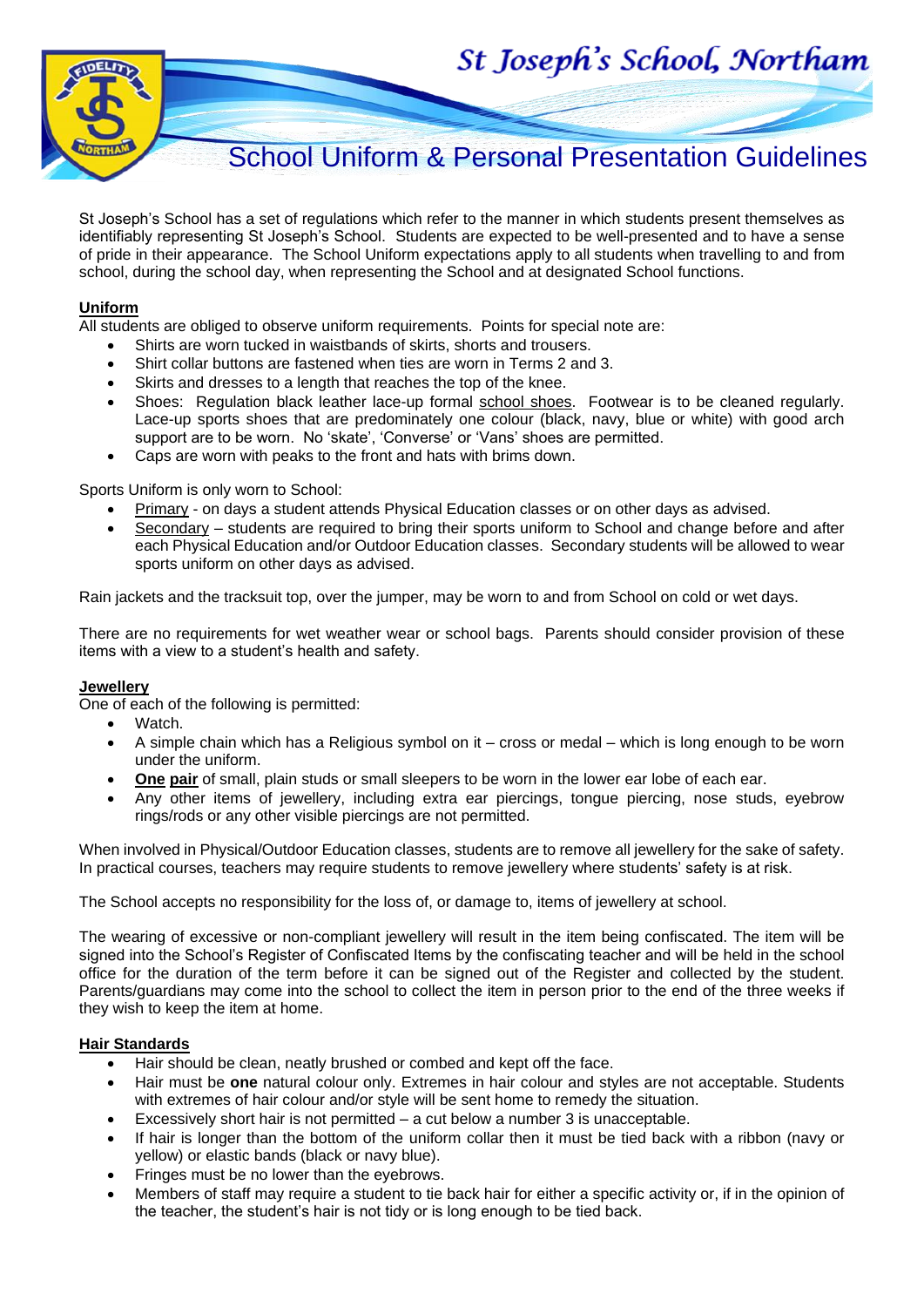# St Joseph's School, Northam

## School Uniform & Personal Presentation Guidelines

St Joseph's School has a set of regulations which refer to the manner in which students present themselves as identifiably representing St Joseph's School. Students are expected to be well-presented and to have a sense of pride in their appearance. The School Uniform expectations apply to all students when travelling to and from school, during the school day, when representing the School and at designated School functions.

**Uniform**

All students are obliged to observe uniform requirements. Points for special note are:

- Shirts are worn tucked in waistbands of skirts, shorts and trousers.
- Shirt collar buttons are fastened when ties are worn in Terms 2 and 3.
- Skirts and dresses to a length that reaches the top of the knee.
- Shoes: Regulation black leather lace-up formal school shoes. Footwear is to be cleaned regularly. Lace-up sports shoes that are predominately one colour (black, navy, blue or white) with good arch support are to be worn. No 'skate', 'Converse' or 'Vans' shoes are permitted.
- Caps are worn with peaks to the front and hats with brims down.

Sports Uniform is only worn to School:

- Primary - on days a student attends Physical Education classes or on other days as advised.
- Secondary – students are required to bring their sports uniform to School and change before and after each Physical Education and/or Outdoor Education classes. Secondary students will be allowed to wear sports uniform on other days as advised.

Rain jackets and the tracksuit top, over the jumper, may be worn to and from School on cold or wet days.

There are no requirements for wet weather wear or school bags. Parents should consider provision of these items with a view to a student's health and safety.

**Jewellery**

One of each of the following is permitted:

- Watch.
- A simple chain which has a Religious symbol on it – cross or medal – which is long enough to be worn under the uniform.
- **One pair** of small, plain studs or small sleepers to be worn in the lower ear lobe of each ear.
- Any other items of jewellery, including extra ear piercings, tongue piercing, nose studs, eyebrow rings/rods or any other visible piercings are not permitted.

When involved in Physical/Outdoor Education classes, students are to remove all jewellery for the sake of safety. In practical courses, teachers may require students to remove jewellery where students' safety is at risk.

The School accepts no responsibility for the loss of, or damage to, items of jewellery at school.

The wearing of excessive or non-compliant jewellery will result in the item being confiscated. The item will be signed into the School's Register of Confiscated Items by the confiscating teacher and will be held in the school office for the duration of the term before it can be signed out of the Register and collected by the student. Parents/guardians may come into the school to collect the item in person prior to the end of the three weeks if they wish to keep the item at home.

**Hair Standards**

- Hair should be clean, neatly brushed or combed and kept off the face.
- Hair must be **one** natural colour only. Extremes in hair colour and styles are not acceptable. Students with extremes of hair colour and/or style will be sent home to remedy the situation.
- Excessively short hair is not permitted – a cut below a number 3 is unacceptable.
- If hair is longer than the bottom of the uniform collar then it must be tied back with a ribbon (navy or yellow) or elastic bands (black or navy blue).
- Fringes must be no lower than the eyebrows.
- Members of staff may require a student to tie back hair for either a specific activity or, if in the opinion of the teacher, the student's hair is not tidy or is long enough to be tied back.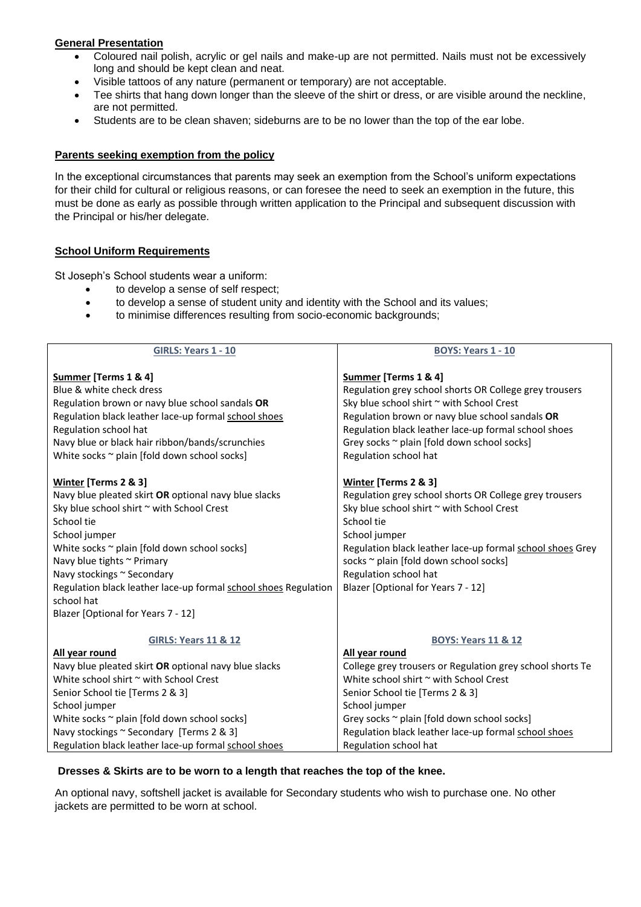**General Presentation**

- Coloured nail polish, acrylic or gel nails and make-up are not permitted. Nails must not be excessively long and should be kept clean and neat.
- Visible tattoos of any nature (permanent or temporary) are not acceptable.
- Tee shirts that hang down longer than the sleeve of the shirt or dress, or are visible around the neckline, are not permitted.
- Students are to be clean shaven; sideburns are to be no lower than the top of the ear lobe.

**Parents seeking exemption from the policy**

In the exceptional circumstances that parents may seek an exemption from the School's uniform expectations for their child for cultural or religious reasons, or can foresee the need to seek an exemption in the future, this must be done as early as possible through written application to the Principal and subsequent discussion with the Principal or his/her delegate.

**School Uniform Requirements**

St Joseph's School students wear a uniform:

- to develop a sense of self respect;
- to develop a sense of student unity and identity with the School and its values;
- to minimise differences resulting from socio-economic backgrounds;

| GIRLS: Years 1 - 10 | BOYS: Years 1 - 10 |
|---|---|
| **Summer [Terms 1 & 4]**<br>Blue & white check dress<br>Regulation brown or navy blue school sandals **OR**<br>Regulation black leather lace-up formal school shoes<br>Regulation school hat<br>Navy blue or black hair ribbon/bands/scrunchies<br>White socks ~ plain [fold down school socks] | **Summer [Terms 1 & 4]**<br>Regulation grey school shorts OR College grey trousers<br>Sky blue school shirt ~ with School Crest<br>Regulation brown or navy blue school sandals **OR**<br>Regulation black leather lace-up formal school shoes<br>Grey socks ~ plain [fold down school socks]<br>Regulation school hat |
| **Winter [Terms 2 & 3]**<br>Navy blue pleated skirt **OR** optional navy blue slacks<br>Sky blue school shirt ~ with School Crest<br>School tie<br>School jumper<br>White socks ~ plain [fold down school socks]<br>Navy blue tights ~ Primary<br>Navy stockings ~ Secondary<br>Regulation black leather lace-up formal school shoes Regulation school hat<br>Blazer [Optional for Years 7 - 12] | **Winter [Terms 2 & 3]**<br>Regulation grey school shorts OR College grey trousers<br>Sky blue school shirt ~ with School Crest<br>School tie<br>School jumper<br>Regulation black leather lace-up formal school shoes Grey socks ~ plain [fold down school socks]<br>Regulation school hat<br>Blazer [Optional for Years 7 - 12] |
| **GIRLS: Years 11 & 12** | **BOYS: Years 11 & 12** |
| **All year round**<br>Navy blue pleated skirt **OR** optional navy blue slacks<br>White school shirt ~ with School Crest<br>Senior School tie [Terms 2 & 3]<br>School jumper<br>White socks ~ plain [fold down school socks]<br>Navy stockings ~ Secondary [Terms 2 & 3]<br>Regulation black leather lace-up formal school shoes | **All year round**<br>College grey trousers or Regulation grey school shorts Te<br>White school shirt ~ with School Crest<br>Senior School tie [Terms 2 & 3]<br>School jumper<br>Grey socks ~ plain [fold down school socks]<br>Regulation black leather lace-up formal school shoes<br>Regulation school hat |

**Dresses & Skirts are to be worn to a length that reaches the top of the knee.**

An optional navy, softshell jacket is available for Secondary students who wish to purchase one. No other jackets are permitted to be worn at school.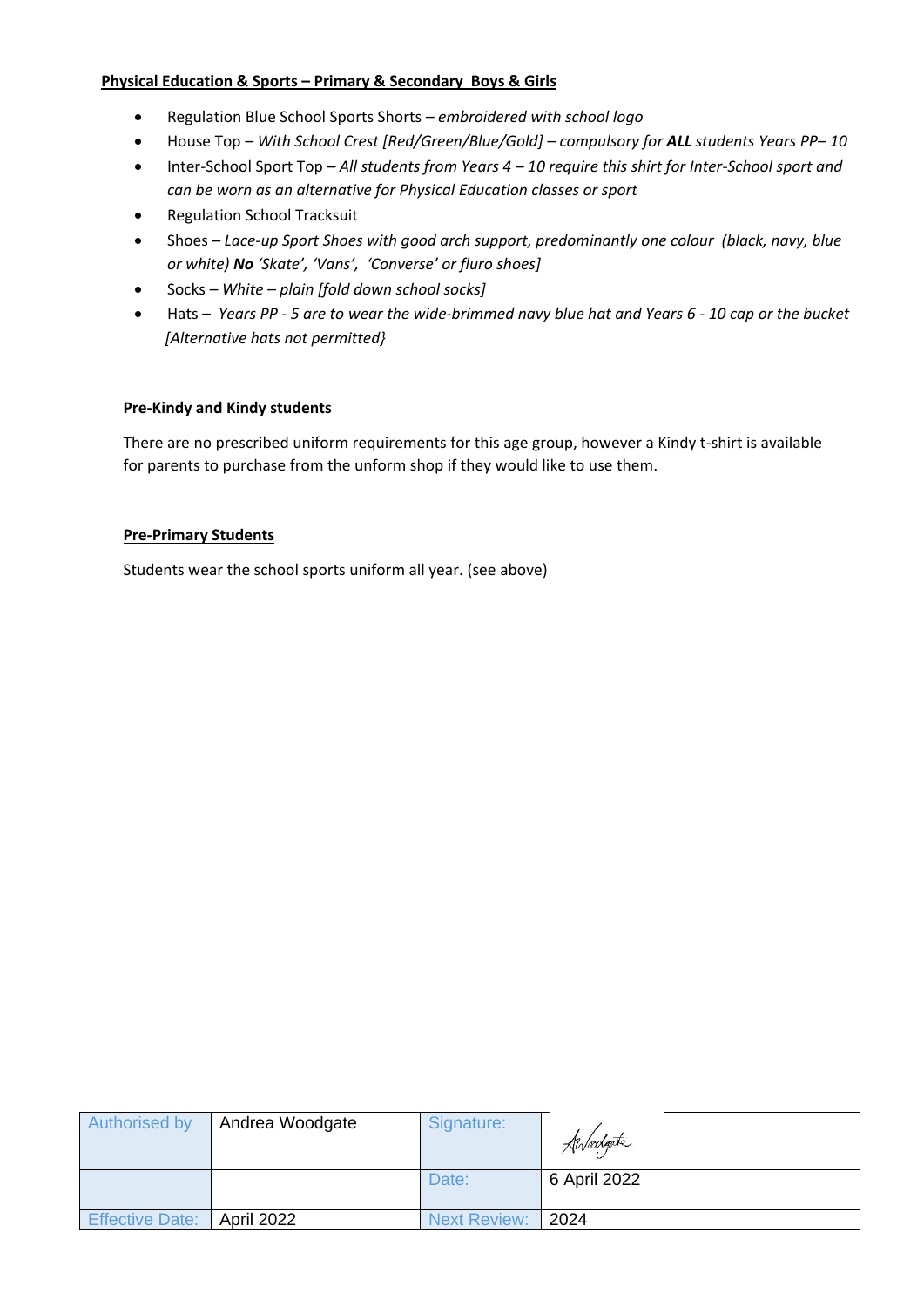**Physical Education & Sports – Primary & Secondary Boys & Girls**

- Regulation Blue School Sports Shorts – *embroidered with school logo*
- House Top – *With School Crest [Red/Green/Blue/Gold] – compulsory for* ***ALL*** *students Years PP– 10*
- Inter-School Sport Top – *All students from Years 4 – 10 require this shirt for Inter-School sport and can be worn as an alternative for Physical Education classes or sport*
- Regulation School Tracksuit
- Shoes – *Lace-up Sport Shoes with good arch support, predominantly one colour (black, navy, blue or white)* ***No*** *'Skate', 'Vans', 'Converse' or fluro shoes]*
- Socks – *White – plain [fold down school socks]*
- Hats – *Years PP - 5 are to wear the wide-brimmed navy blue hat and Years 6 - 10 cap or the bucket [Alternative hats not permitted}*

**Pre-Kindy and Kindy students**

There are no prescribed uniform requirements for this age group, however a Kindy t-shirt is available for parents to purchase from the unform shop if they would like to use them.

**Pre-Primary Students**

Students wear the school sports uniform all year. (see above)

| | | | |
|---|---|---|---|
| Authorised by | Andrea Woodgate | Signature: | AWoodgate |
| | | Date: | 6 April 2022 |
| Effective Date: | April 2022 | Next Review: | 2024 |